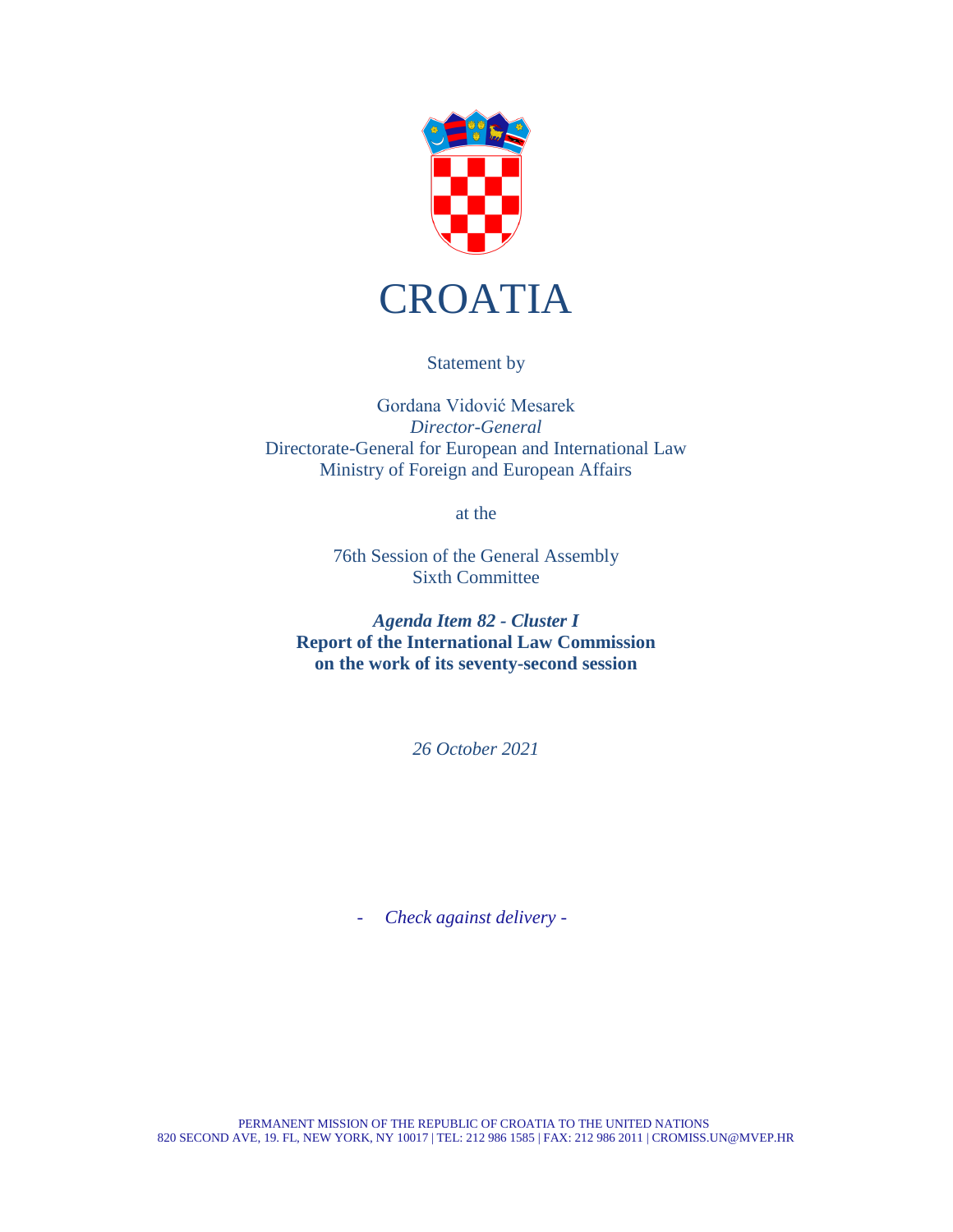# CROATIA

Statement by

Gordana Vidović Mesarek
*Director-General*
Directorate-General for European and International Law
Ministry of Foreign and European Affairs

at the

76th Session of the General Assembly
Sixth Committee

***Agenda Item 82 - Cluster I***
**Report of the International Law Commission on the work of its seventy-second session**

*26 October 2021*

- *Check against delivery -*

PERMANENT MISSION OF THE REPUBLIC OF CROATIA TO THE UNITED NATIONS
820 SECOND AVE, 19. FL, NEW YORK, NY 10017 | TEL: 212 986 1585 | FAX: 212 986 2011 | CROMISS.UN@MVEP.HR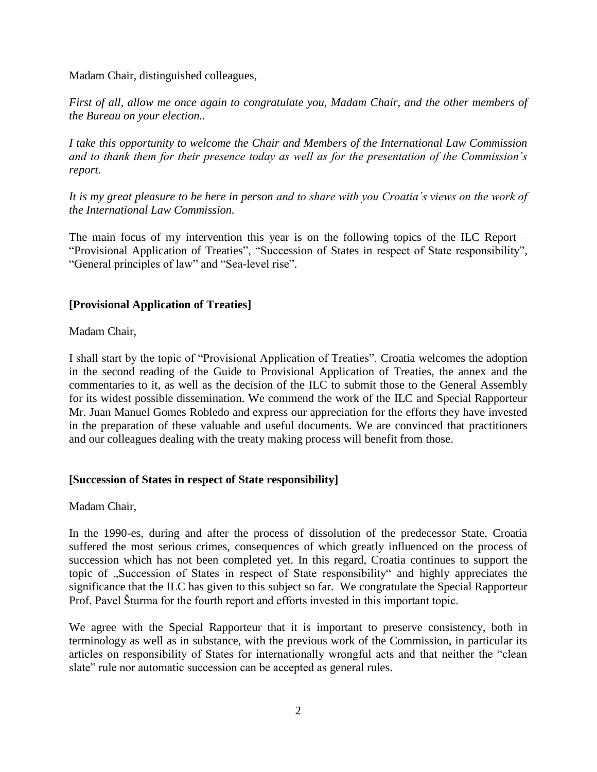Madam Chair, distinguished colleagues,

*First of all, allow me once again to congratulate you, Madam Chair, and the other members of the Bureau on your election..*

*I take this opportunity to welcome the Chair and Members of the International Law Commission and to thank them for their presence today as well as for the presentation of the Commission´s report.*

*It is my great pleasure to be here in person and to share with you Croatia´s views on the work of the International Law Commission.*

The main focus of my intervention this year is on the following topics of the ILC Report – "Provisional Application of Treaties", "Succession of States in respect of State responsibility", "General principles of law" and "Sea-level rise".

**[Provisional Application of Treaties]**

Madam Chair,

I shall start by the topic of "Provisional Application of Treaties". Croatia welcomes the adoption in the second reading of the Guide to Provisional Application of Treaties, the annex and the commentaries to it, as well as the decision of the ILC to submit those to the General Assembly for its widest possible dissemination. We commend the work of the ILC and Special Rapporteur Mr. Juan Manuel Gomes Robledo and express our appreciation for the efforts they have invested in the preparation of these valuable and useful documents. We are convinced that practitioners and our colleagues dealing with the treaty making process will benefit from those.

**[Succession of States in respect of State responsibility]**

Madam Chair,

In the 1990-es, during and after the process of dissolution of the predecessor State, Croatia suffered the most serious crimes, consequences of which greatly influenced on the process of succession which has not been completed yet. In this regard, Croatia continues to support the topic of „Succession of States in respect of State responsibility" and highly appreciates the significance that the ILC has given to this subject so far. We congratulate the Special Rapporteur Prof. Pavel Šturma for the fourth report and efforts invested in this important topic.

We agree with the Special Rapporteur that it is important to preserve consistency, both in terminology as well as in substance, with the previous work of the Commission, in particular its articles on responsibility of States for internationally wrongful acts and that neither the "clean slate" rule nor automatic succession can be accepted as general rules.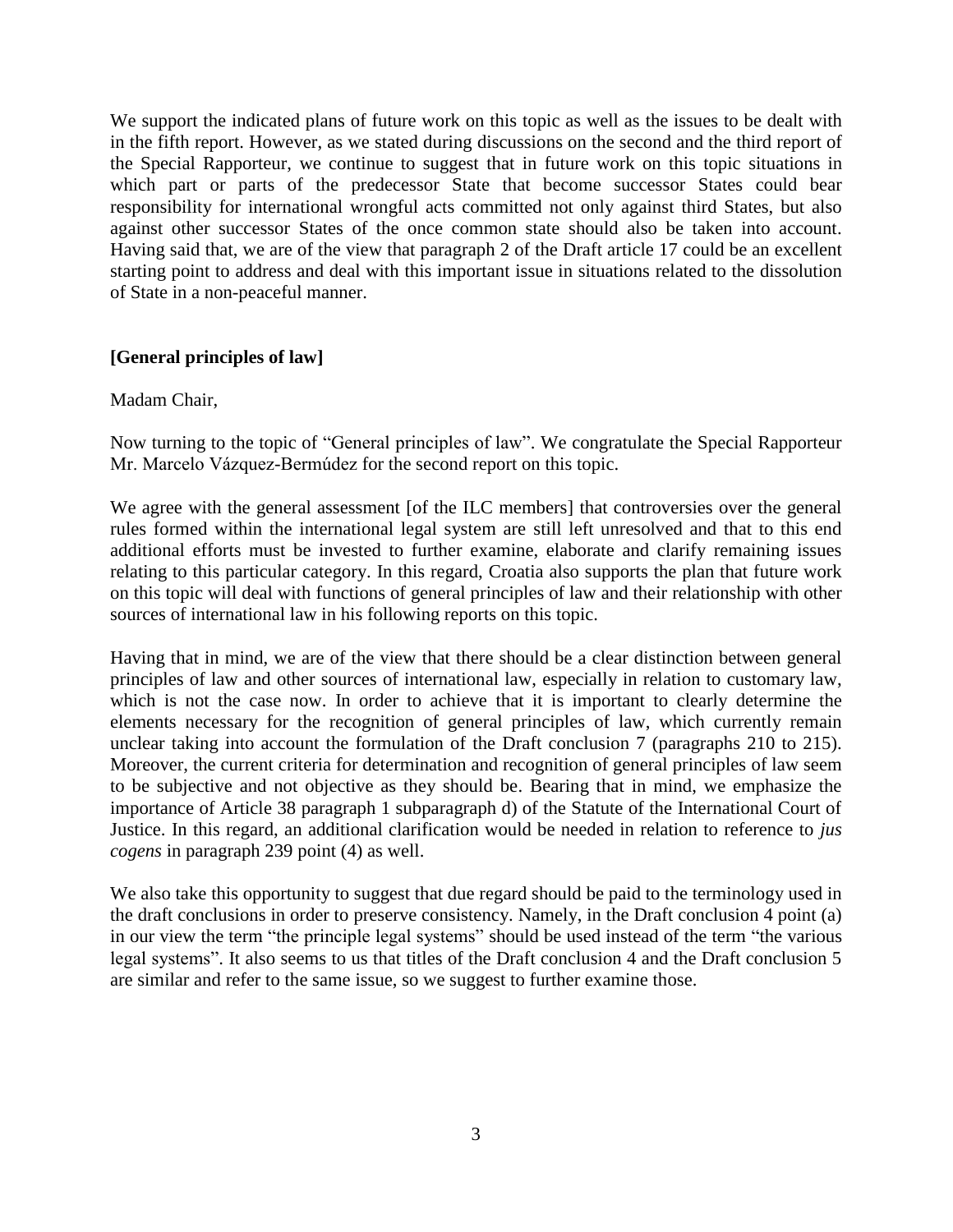We support the indicated plans of future work on this topic as well as the issues to be dealt with in the fifth report. However, as we stated during discussions on the second and the third report of the Special Rapporteur, we continue to suggest that in future work on this topic situations in which part or parts of the predecessor State that become successor States could bear responsibility for international wrongful acts committed not only against third States, but also against other successor States of the once common state should also be taken into account. Having said that, we are of the view that paragraph 2 of the Draft article 17 could be an excellent starting point to address and deal with this important issue in situations related to the dissolution of State in a non-peaceful manner.

**[General principles of law]**

Madam Chair,

Now turning to the topic of "General principles of law". We congratulate the Special Rapporteur Mr. Marcelo Vázquez-Bermúdez for the second report on this topic.

We agree with the general assessment [of the ILC members] that controversies over the general rules formed within the international legal system are still left unresolved and that to this end additional efforts must be invested to further examine, elaborate and clarify remaining issues relating to this particular category. In this regard, Croatia also supports the plan that future work on this topic will deal with functions of general principles of law and their relationship with other sources of international law in his following reports on this topic.

Having that in mind, we are of the view that there should be a clear distinction between general principles of law and other sources of international law, especially in relation to customary law, which is not the case now. In order to achieve that it is important to clearly determine the elements necessary for the recognition of general principles of law, which currently remain unclear taking into account the formulation of the Draft conclusion 7 (paragraphs 210 to 215). Moreover, the current criteria for determination and recognition of general principles of law seem to be subjective and not objective as they should be. Bearing that in mind, we emphasize the importance of Article 38 paragraph 1 subparagraph d) of the Statute of the International Court of Justice. In this regard, an additional clarification would be needed in relation to reference to *jus cogens* in paragraph 239 point (4) as well.

We also take this opportunity to suggest that due regard should be paid to the terminology used in the draft conclusions in order to preserve consistency. Namely, in the Draft conclusion 4 point (a) in our view the term "the principle legal systems" should be used instead of the term "the various legal systems". It also seems to us that titles of the Draft conclusion 4 and the Draft conclusion 5 are similar and refer to the same issue, so we suggest to further examine those.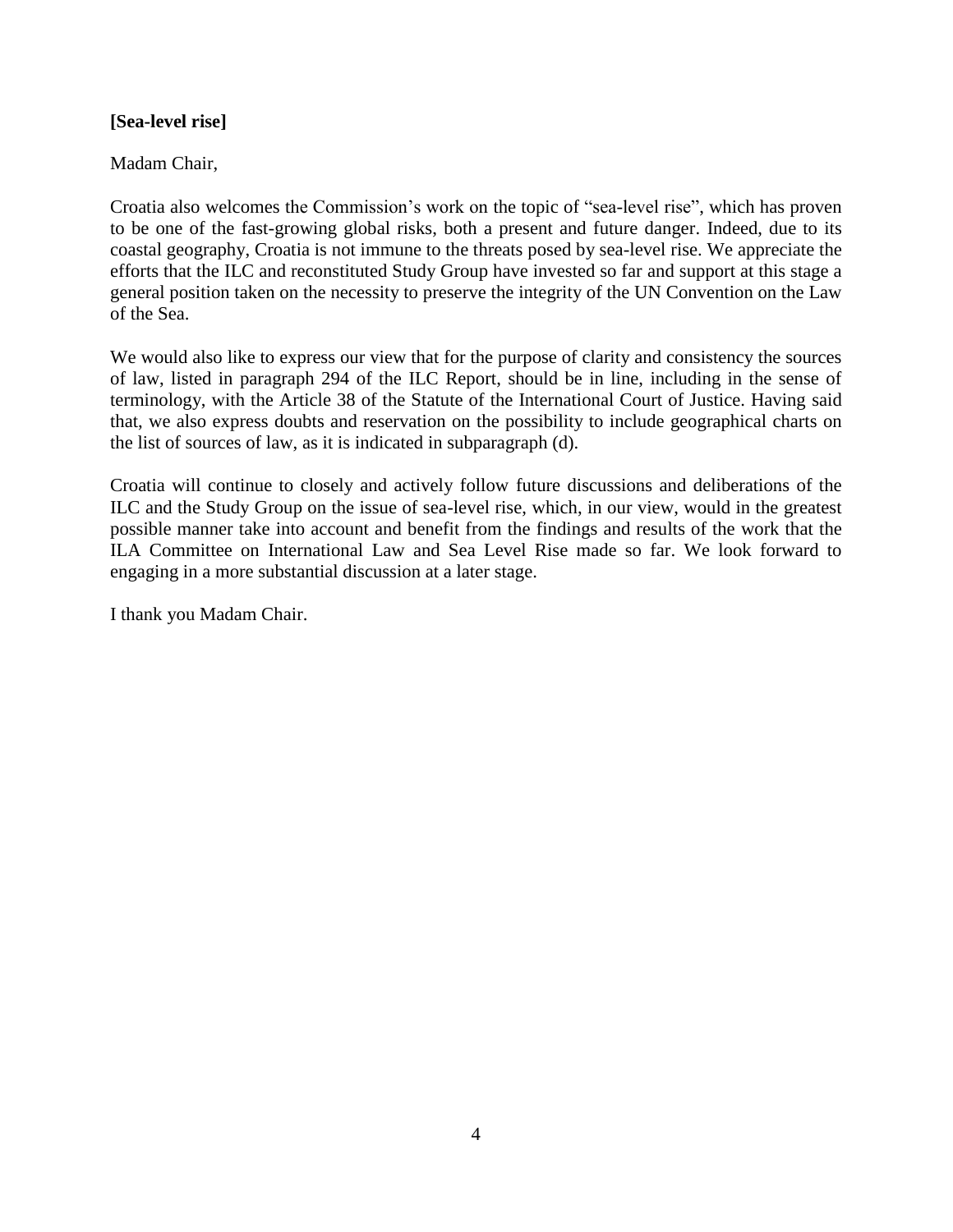**[Sea-level rise]**

Madam Chair,

Croatia also welcomes the Commission's work on the topic of "sea-level rise", which has proven to be one of the fast-growing global risks, both a present and future danger. Indeed, due to its coastal geography, Croatia is not immune to the threats posed by sea-level rise. We appreciate the efforts that the ILC and reconstituted Study Group have invested so far and support at this stage a general position taken on the necessity to preserve the integrity of the UN Convention on the Law of the Sea.

We would also like to express our view that for the purpose of clarity and consistency the sources of law, listed in paragraph 294 of the ILC Report, should be in line, including in the sense of terminology, with the Article 38 of the Statute of the International Court of Justice. Having said that, we also express doubts and reservation on the possibility to include geographical charts on the list of sources of law, as it is indicated in subparagraph (d).

Croatia will continue to closely and actively follow future discussions and deliberations of the ILC and the Study Group on the issue of sea-level rise, which, in our view, would in the greatest possible manner take into account and benefit from the findings and results of the work that the ILA Committee on International Law and Sea Level Rise made so far. We look forward to engaging in a more substantial discussion at a later stage.

I thank you Madam Chair.